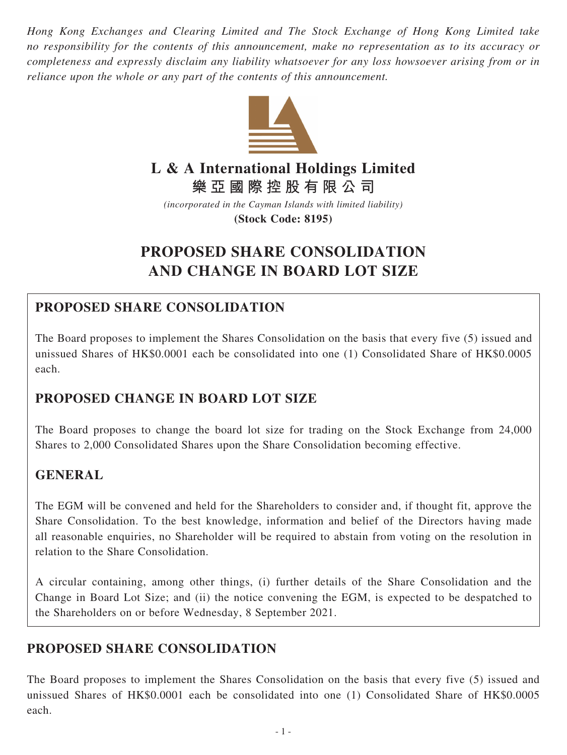*Hong Kong Exchanges and Clearing Limited and The Stock Exchange of Hong Kong Limited take no responsibility for the contents of this announcement, make no representation as to its accuracy or completeness and expressly disclaim any liability whatsoever for any loss howsoever arising from or in reliance upon the whole or any part of the contents of this announcement.*

# L & A International Holdings Limited
# 樂亞國際控股有限公司

*(incorporated in the Cayman Islands with limited liability)*

**(Stock Code: 8195)**

# PROPOSED SHARE CONSOLIDATION AND CHANGE IN BOARD LOT SIZE

## PROPOSED SHARE CONSOLIDATION

The Board proposes to implement the Shares Consolidation on the basis that every five (5) issued and unissued Shares of HK$0.0001 each be consolidated into one (1) Consolidated Share of HK$0.0005 each.

## PROPOSED CHANGE IN BOARD LOT SIZE

The Board proposes to change the board lot size for trading on the Stock Exchange from 24,000 Shares to 2,000 Consolidated Shares upon the Share Consolidation becoming effective.

## GENERAL

The EGM will be convened and held for the Shareholders to consider and, if thought fit, approve the Share Consolidation. To the best knowledge, information and belief of the Directors having made all reasonable enquiries, no Shareholder will be required to abstain from voting on the resolution in relation to the Share Consolidation.

A circular containing, among other things, (i) further details of the Share Consolidation and the Change in Board Lot Size; and (ii) the notice convening the EGM, is expected to be despatched to the Shareholders on or before Wednesday, 8 September 2021.

## PROPOSED SHARE CONSOLIDATION

The Board proposes to implement the Shares Consolidation on the basis that every five (5) issued and unissued Shares of HK$0.0001 each be consolidated into one (1) Consolidated Share of HK$0.0005 each.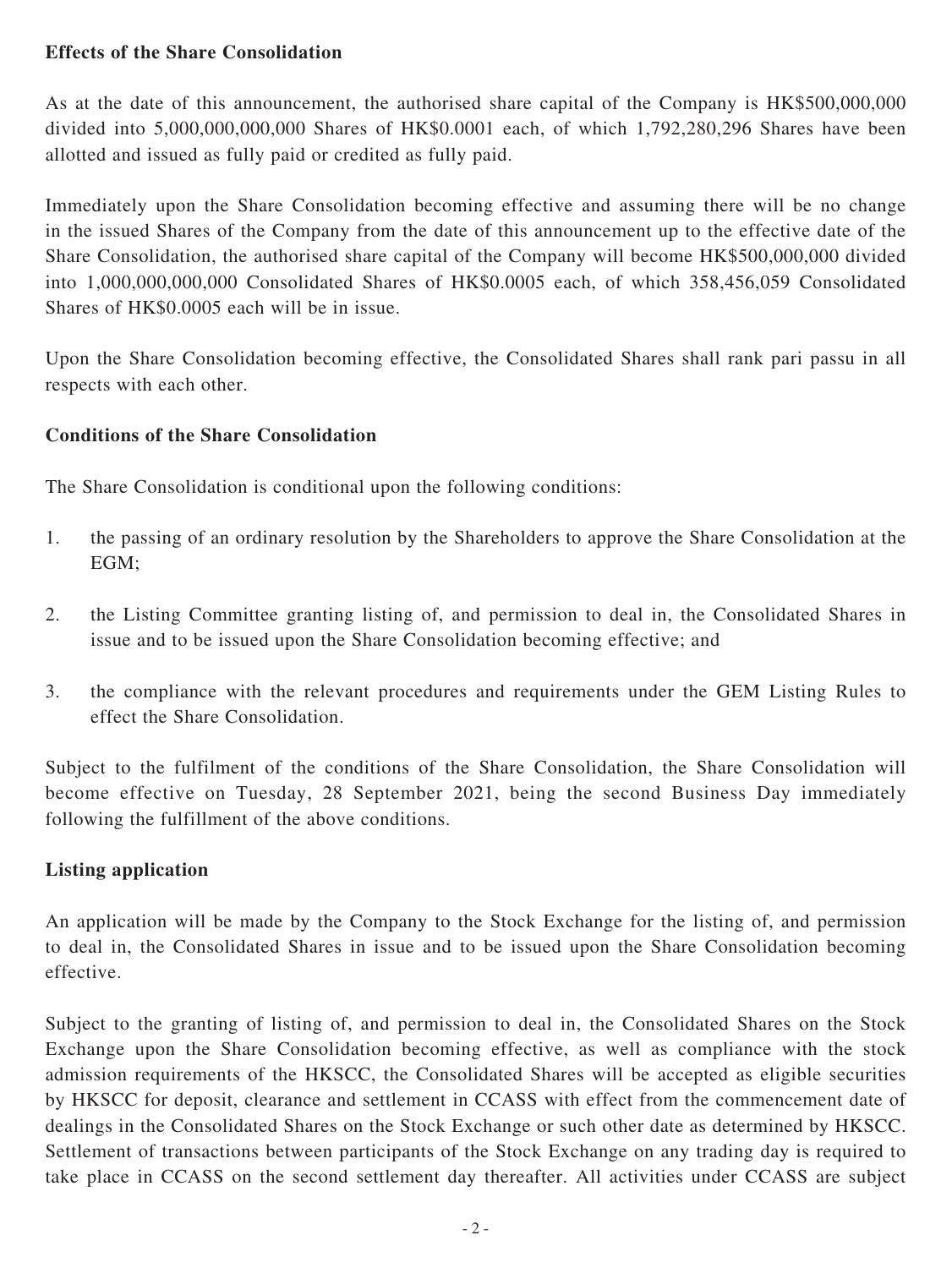**Effects of the Share Consolidation**

As at the date of this announcement, the authorised share capital of the Company is HK$500,000,000 divided into 5,000,000,000,000 Shares of HK$0.0001 each, of which 1,792,280,296 Shares have been allotted and issued as fully paid or credited as fully paid.

Immediately upon the Share Consolidation becoming effective and assuming there will be no change in the issued Shares of the Company from the date of this announcement up to the effective date of the Share Consolidation, the authorised share capital of the Company will become HK$500,000,000 divided into 1,000,000,000,000 Consolidated Shares of HK$0.0005 each, of which 358,456,059 Consolidated Shares of HK$0.0005 each will be in issue.

Upon the Share Consolidation becoming effective, the Consolidated Shares shall rank pari passu in all respects with each other.

**Conditions of the Share Consolidation**

The Share Consolidation is conditional upon the following conditions:

1. the passing of an ordinary resolution by the Shareholders to approve the Share Consolidation at the EGM;
2. the Listing Committee granting listing of, and permission to deal in, the Consolidated Shares in issue and to be issued upon the Share Consolidation becoming effective; and
3. the compliance with the relevant procedures and requirements under the GEM Listing Rules to effect the Share Consolidation.

Subject to the fulfilment of the conditions of the Share Consolidation, the Share Consolidation will become effective on Tuesday, 28 September 2021, being the second Business Day immediately following the fulfillment of the above conditions.

**Listing application**

An application will be made by the Company to the Stock Exchange for the listing of, and permission to deal in, the Consolidated Shares in issue and to be issued upon the Share Consolidation becoming effective.

Subject to the granting of listing of, and permission to deal in, the Consolidated Shares on the Stock Exchange upon the Share Consolidation becoming effective, as well as compliance with the stock admission requirements of the HKSCC, the Consolidated Shares will be accepted as eligible securities by HKSCC for deposit, clearance and settlement in CCASS with effect from the commencement date of dealings in the Consolidated Shares on the Stock Exchange or such other date as determined by HKSCC. Settlement of transactions between participants of the Stock Exchange on any trading day is required to take place in CCASS on the second settlement day thereafter. All activities under CCASS are subject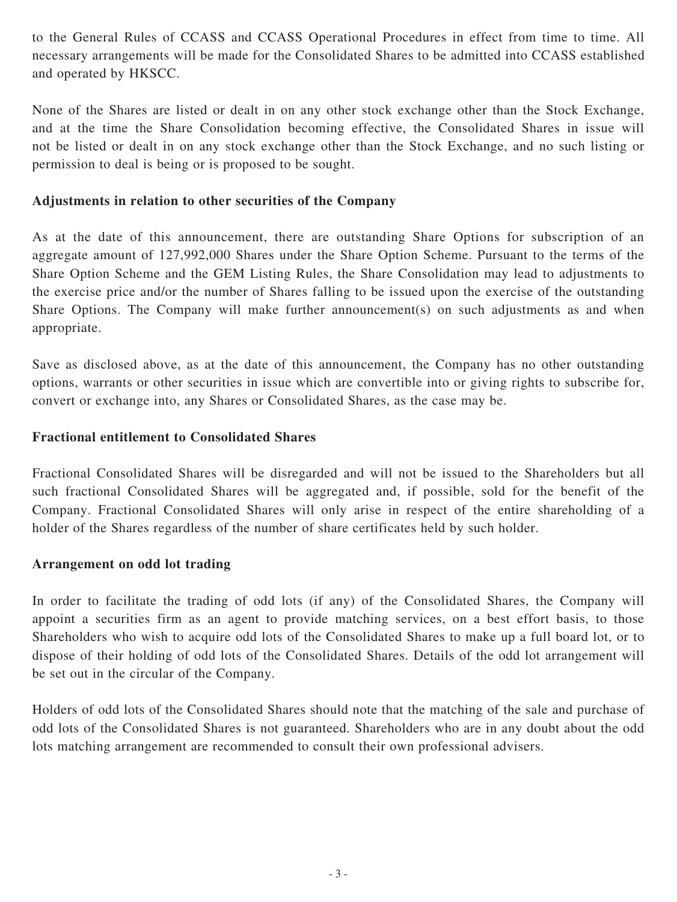to the General Rules of CCASS and CCASS Operational Procedures in effect from time to time. All necessary arrangements will be made for the Consolidated Shares to be admitted into CCASS established and operated by HKSCC.

None of the Shares are listed or dealt in on any other stock exchange other than the Stock Exchange, and at the time the Share Consolidation becoming effective, the Consolidated Shares in issue will not be listed or dealt in on any stock exchange other than the Stock Exchange, and no such listing or permission to deal is being or is proposed to be sought.

**Adjustments in relation to other securities of the Company**

As at the date of this announcement, there are outstanding Share Options for subscription of an aggregate amount of 127,992,000 Shares under the Share Option Scheme. Pursuant to the terms of the Share Option Scheme and the GEM Listing Rules, the Share Consolidation may lead to adjustments to the exercise price and/or the number of Shares falling to be issued upon the exercise of the outstanding Share Options. The Company will make further announcement(s) on such adjustments as and when appropriate.

Save as disclosed above, as at the date of this announcement, the Company has no other outstanding options, warrants or other securities in issue which are convertible into or giving rights to subscribe for, convert or exchange into, any Shares or Consolidated Shares, as the case may be.

**Fractional entitlement to Consolidated Shares**

Fractional Consolidated Shares will be disregarded and will not be issued to the Shareholders but all such fractional Consolidated Shares will be aggregated and, if possible, sold for the benefit of the Company. Fractional Consolidated Shares will only arise in respect of the entire shareholding of a holder of the Shares regardless of the number of share certificates held by such holder.

**Arrangement on odd lot trading**

In order to facilitate the trading of odd lots (if any) of the Consolidated Shares, the Company will appoint a securities firm as an agent to provide matching services, on a best effort basis, to those Shareholders who wish to acquire odd lots of the Consolidated Shares to make up a full board lot, or to dispose of their holding of odd lots of the Consolidated Shares. Details of the odd lot arrangement will be set out in the circular of the Company.

Holders of odd lots of the Consolidated Shares should note that the matching of the sale and purchase of odd lots of the Consolidated Shares is not guaranteed. Shareholders who are in any doubt about the odd lots matching arrangement are recommended to consult their own professional advisers.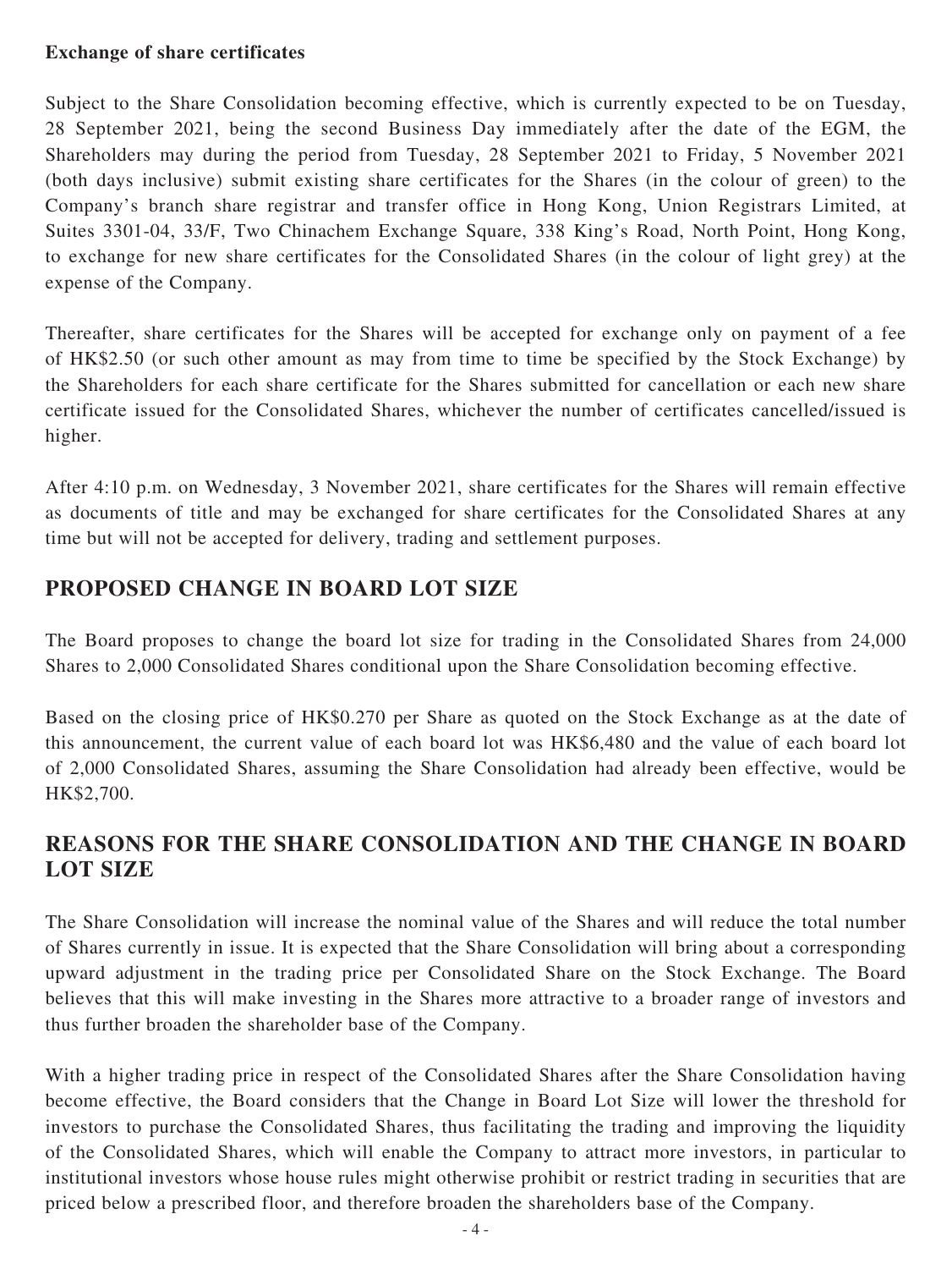**Exchange of share certificates**

Subject to the Share Consolidation becoming effective, which is currently expected to be on Tuesday, 28 September 2021, being the second Business Day immediately after the date of the EGM, the Shareholders may during the period from Tuesday, 28 September 2021 to Friday, 5 November 2021 (both days inclusive) submit existing share certificates for the Shares (in the colour of green) to the Company's branch share registrar and transfer office in Hong Kong, Union Registrars Limited, at Suites 3301-04, 33/F, Two Chinachem Exchange Square, 338 King's Road, North Point, Hong Kong, to exchange for new share certificates for the Consolidated Shares (in the colour of light grey) at the expense of the Company.

Thereafter, share certificates for the Shares will be accepted for exchange only on payment of a fee of HK$2.50 (or such other amount as may from time to time be specified by the Stock Exchange) by the Shareholders for each share certificate for the Shares submitted for cancellation or each new share certificate issued for the Consolidated Shares, whichever the number of certificates cancelled/issued is higher.

After 4:10 p.m. on Wednesday, 3 November 2021, share certificates for the Shares will remain effective as documents of title and may be exchanged for share certificates for the Consolidated Shares at any time but will not be accepted for delivery, trading and settlement purposes.

## PROPOSED CHANGE IN BOARD LOT SIZE

The Board proposes to change the board lot size for trading in the Consolidated Shares from 24,000 Shares to 2,000 Consolidated Shares conditional upon the Share Consolidation becoming effective.

Based on the closing price of HK$0.270 per Share as quoted on the Stock Exchange as at the date of this announcement, the current value of each board lot was HK$6,480 and the value of each board lot of 2,000 Consolidated Shares, assuming the Share Consolidation had already been effective, would be HK$2,700.

## REASONS FOR THE SHARE CONSOLIDATION AND THE CHANGE IN BOARD LOT SIZE

The Share Consolidation will increase the nominal value of the Shares and will reduce the total number of Shares currently in issue. It is expected that the Share Consolidation will bring about a corresponding upward adjustment in the trading price per Consolidated Share on the Stock Exchange. The Board believes that this will make investing in the Shares more attractive to a broader range of investors and thus further broaden the shareholder base of the Company.

With a higher trading price in respect of the Consolidated Shares after the Share Consolidation having become effective, the Board considers that the Change in Board Lot Size will lower the threshold for investors to purchase the Consolidated Shares, thus facilitating the trading and improving the liquidity of the Consolidated Shares, which will enable the Company to attract more investors, in particular to institutional investors whose house rules might otherwise prohibit or restrict trading in securities that are priced below a prescribed floor, and therefore broaden the shareholders base of the Company.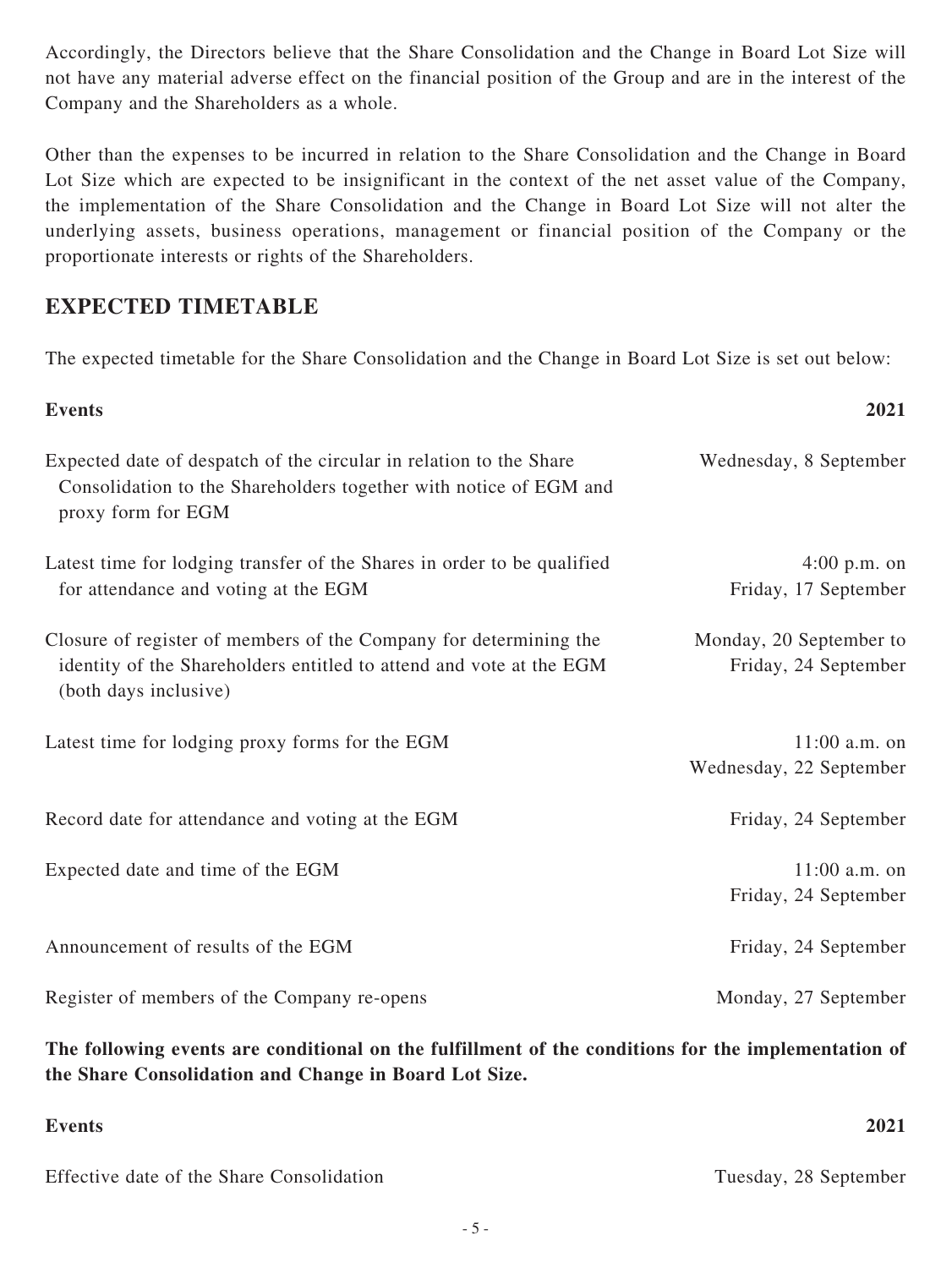Accordingly, the Directors believe that the Share Consolidation and the Change in Board Lot Size will not have any material adverse effect on the financial position of the Group and are in the interest of the Company and the Shareholders as a whole.

Other than the expenses to be incurred in relation to the Share Consolidation and the Change in Board Lot Size which are expected to be insignificant in the context of the net asset value of the Company, the implementation of the Share Consolidation and the Change in Board Lot Size will not alter the underlying assets, business operations, management or financial position of the Company or the proportionate interests or rights of the Shareholders.

## EXPECTED TIMETABLE

The expected timetable for the Share Consolidation and the Change in Board Lot Size is set out below:

| Events | 2021 |
|---|---|
| Expected date of despatch of the circular in relation to the Share Consolidation to the Shareholders together with notice of EGM and proxy form for EGM | Wednesday, 8 September |
| Latest time for lodging transfer of the Shares in order to be qualified for attendance and voting at the EGM | 4:00 p.m. on Friday, 17 September |
| Closure of register of members of the Company for determining the identity of the Shareholders entitled to attend and vote at the EGM (both days inclusive) | Monday, 20 September to Friday, 24 September |
| Latest time for lodging proxy forms for the EGM | 11:00 a.m. on Wednesday, 22 September |
| Record date for attendance and voting at the EGM | Friday, 24 September |
| Expected date and time of the EGM | 11:00 a.m. on Friday, 24 September |
| Announcement of results of the EGM | Friday, 24 September |
| Register of members of the Company re-opens | Monday, 27 September |

**The following events are conditional on the fulfillment of the conditions for the implementation of the Share Consolidation and Change in Board Lot Size.**

| Events | 2021 |
|---|---|
| Effective date of the Share Consolidation | Tuesday, 28 September |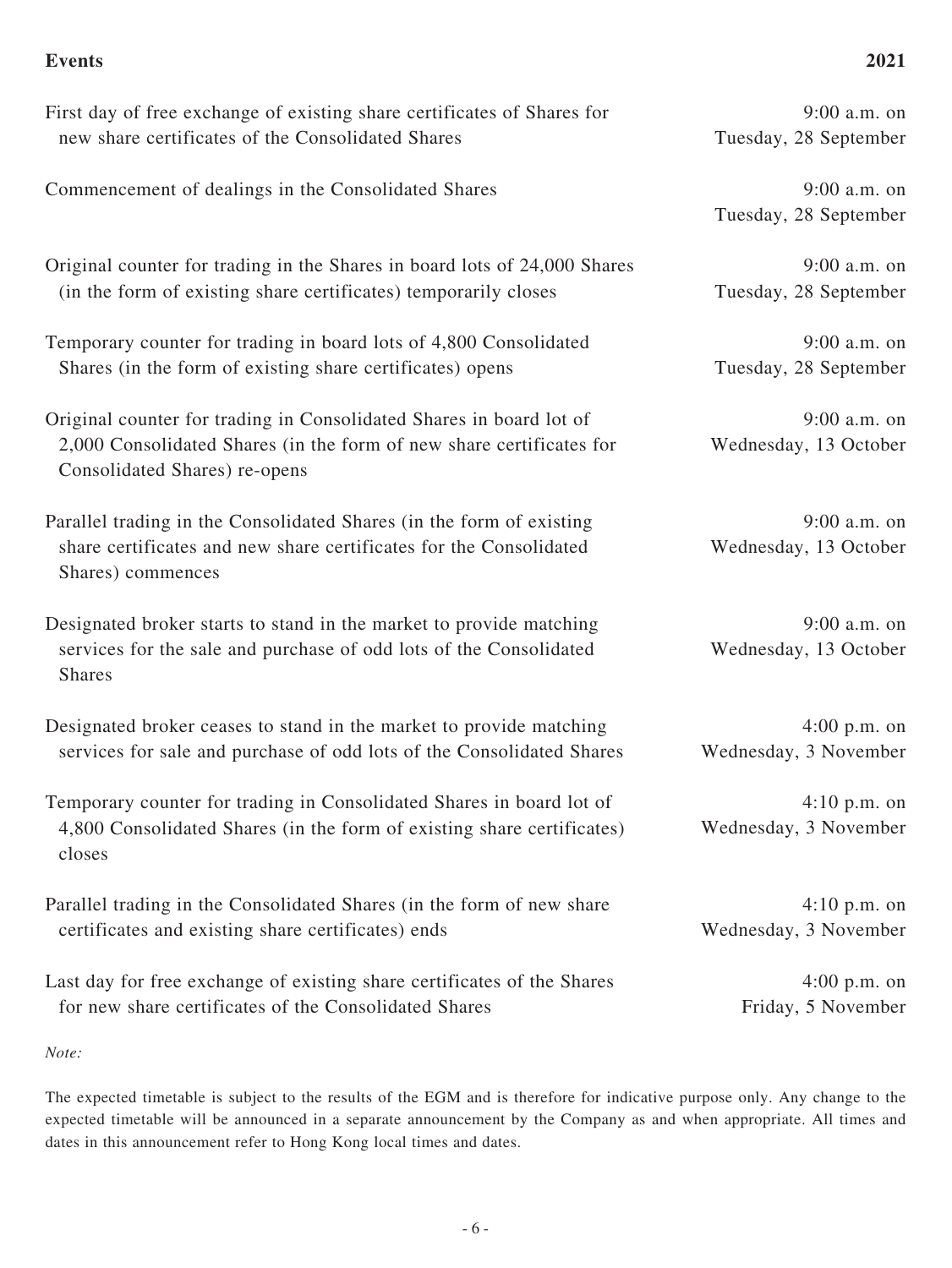| Events | 2021 |
| --- | --- |
| First day of free exchange of existing share certificates of Shares for new share certificates of the Consolidated Shares | 9:00 a.m. on Tuesday, 28 September |
| Commencement of dealings in the Consolidated Shares | 9:00 a.m. on Tuesday, 28 September |
| Original counter for trading in the Shares in board lots of 24,000 Shares (in the form of existing share certificates) temporarily closes | 9:00 a.m. on Tuesday, 28 September |
| Temporary counter for trading in board lots of 4,800 Consolidated Shares (in the form of existing share certificates) opens | 9:00 a.m. on Tuesday, 28 September |
| Original counter for trading in Consolidated Shares in board lot of 2,000 Consolidated Shares (in the form of new share certificates for Consolidated Shares) re-opens | 9:00 a.m. on Wednesday, 13 October |
| Parallel trading in the Consolidated Shares (in the form of existing share certificates and new share certificates for the Consolidated Shares) commences | 9:00 a.m. on Wednesday, 13 October |
| Designated broker starts to stand in the market to provide matching services for the sale and purchase of odd lots of the Consolidated Shares | 9:00 a.m. on Wednesday, 13 October |
| Designated broker ceases to stand in the market to provide matching services for sale and purchase of odd lots of the Consolidated Shares | 4:00 p.m. on Wednesday, 3 November |
| Temporary counter for trading in Consolidated Shares in board lot of 4,800 Consolidated Shares (in the form of existing share certificates) closes | 4:10 p.m. on Wednesday, 3 November |
| Parallel trading in the Consolidated Shares (in the form of new share certificates and existing share certificates) ends | 4:10 p.m. on Wednesday, 3 November |
| Last day for free exchange of existing share certificates of the Shares for new share certificates of the Consolidated Shares | 4:00 p.m. on Friday, 5 November |

*Note:*

The expected timetable is subject to the results of the EGM and is therefore for indicative purpose only. Any change to the expected timetable will be announced in a separate announcement by the Company as and when appropriate. All times and dates in this announcement refer to Hong Kong local times and dates.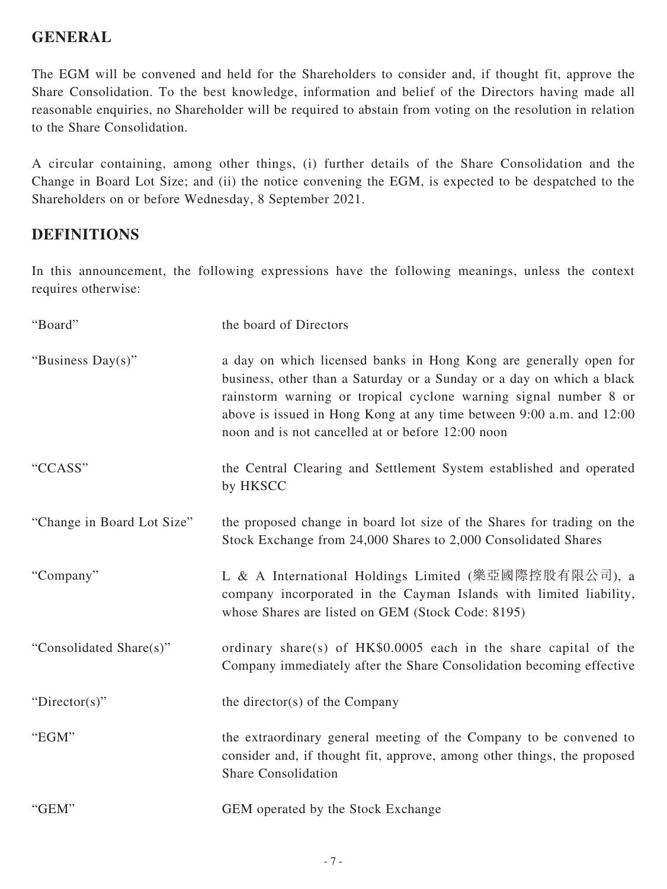## GENERAL

The EGM will be convened and held for the Shareholders to consider and, if thought fit, approve the Share Consolidation. To the best knowledge, information and belief of the Directors having made all reasonable enquiries, no Shareholder will be required to abstain from voting on the resolution in relation to the Share Consolidation.

A circular containing, among other things, (i) further details of the Share Consolidation and the Change in Board Lot Size; and (ii) the notice convening the EGM, is expected to be despatched to the Shareholders on or before Wednesday, 8 September 2021.

## DEFINITIONS

In this announcement, the following expressions have the following meanings, unless the context requires otherwise:

| | |
|---|---|
| "Board" | the board of Directors |
| "Business Day(s)" | a day on which licensed banks in Hong Kong are generally open for business, other than a Saturday or a Sunday or a day on which a black rainstorm warning or tropical cyclone warning signal number 8 or above is issued in Hong Kong at any time between 9:00 a.m. and 12:00 noon and is not cancelled at or before 12:00 noon |
| "CCASS" | the Central Clearing and Settlement System established and operated by HKSCC |
| "Change in Board Lot Size" | the proposed change in board lot size of the Shares for trading on the Stock Exchange from 24,000 Shares to 2,000 Consolidated Shares |
| "Company" | L & A International Holdings Limited (樂亞國際控股有限公司), a company incorporated in the Cayman Islands with limited liability, whose Shares are listed on GEM (Stock Code: 8195) |
| "Consolidated Share(s)" | ordinary share(s) of HK$0.0005 each in the share capital of the Company immediately after the Share Consolidation becoming effective |
| "Director(s)" | the director(s) of the Company |
| "EGM" | the extraordinary general meeting of the Company to be convened to consider and, if thought fit, approve, among other things, the proposed Share Consolidation |
| "GEM" | GEM operated by the Stock Exchange |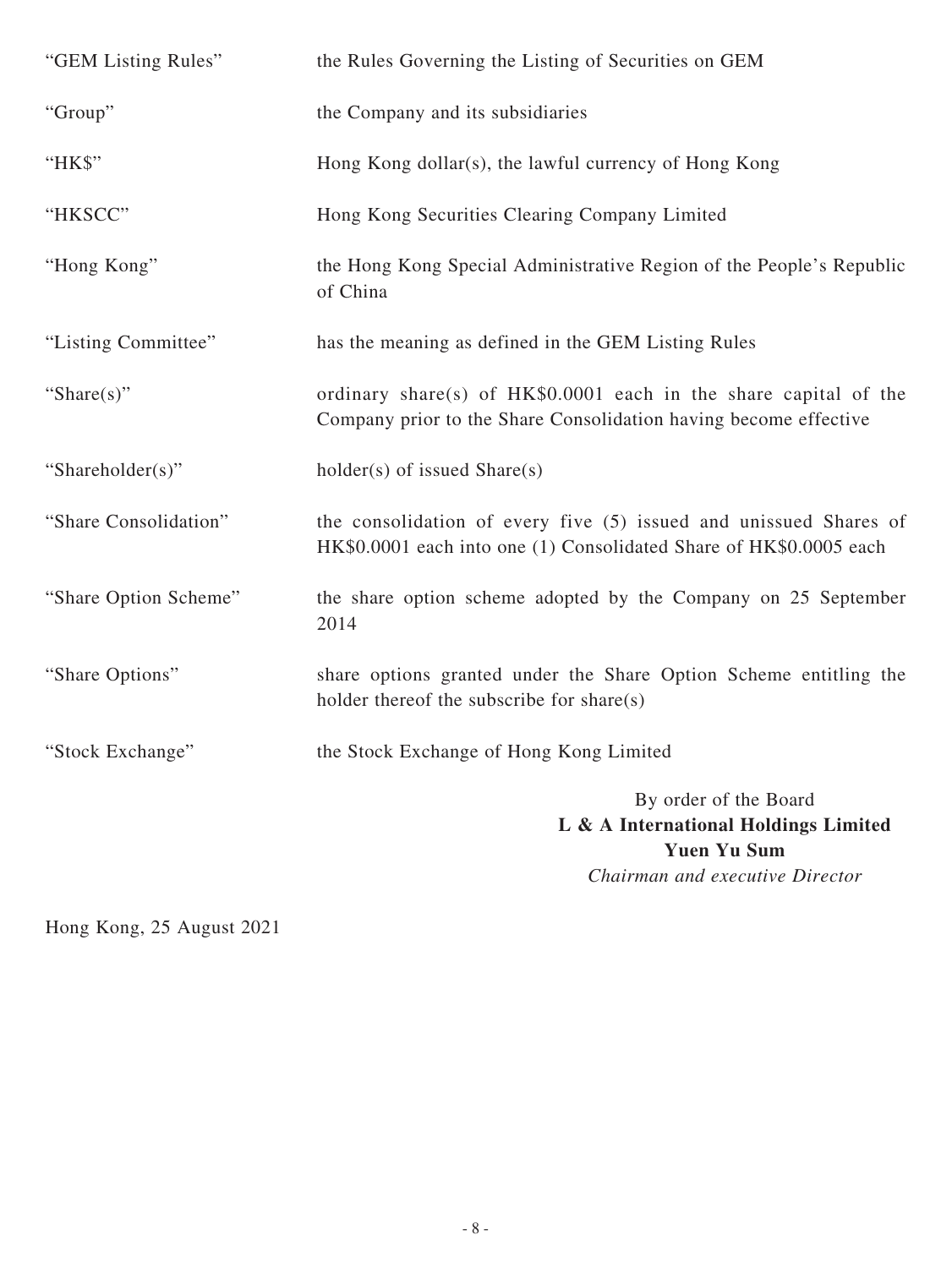| | |
|---|---|
| "GEM Listing Rules" | the Rules Governing the Listing of Securities on GEM |
| "Group" | the Company and its subsidiaries |
| "HK$" | Hong Kong dollar(s), the lawful currency of Hong Kong |
| "HKSCC" | Hong Kong Securities Clearing Company Limited |
| "Hong Kong" | the Hong Kong Special Administrative Region of the People's Republic of China |
| "Listing Committee" | has the meaning as defined in the GEM Listing Rules |
| "Share(s)" | ordinary share(s) of HK$0.0001 each in the share capital of the Company prior to the Share Consolidation having become effective |
| "Shareholder(s)" | holder(s) of issued Share(s) |
| "Share Consolidation" | the consolidation of every five (5) issued and unissued Shares of HK$0.0001 each into one (1) Consolidated Share of HK$0.0005 each |
| "Share Option Scheme" | the share option scheme adopted by the Company on 25 September 2014 |
| "Share Options" | share options granted under the Share Option Scheme entitling the holder thereof the subscribe for share(s) |
| "Stock Exchange" | the Stock Exchange of Hong Kong Limited |

By order of the Board
**L & A International Holdings Limited**
**Yuen Yu Sum**
*Chairman and executive Director*

Hong Kong, 25 August 2021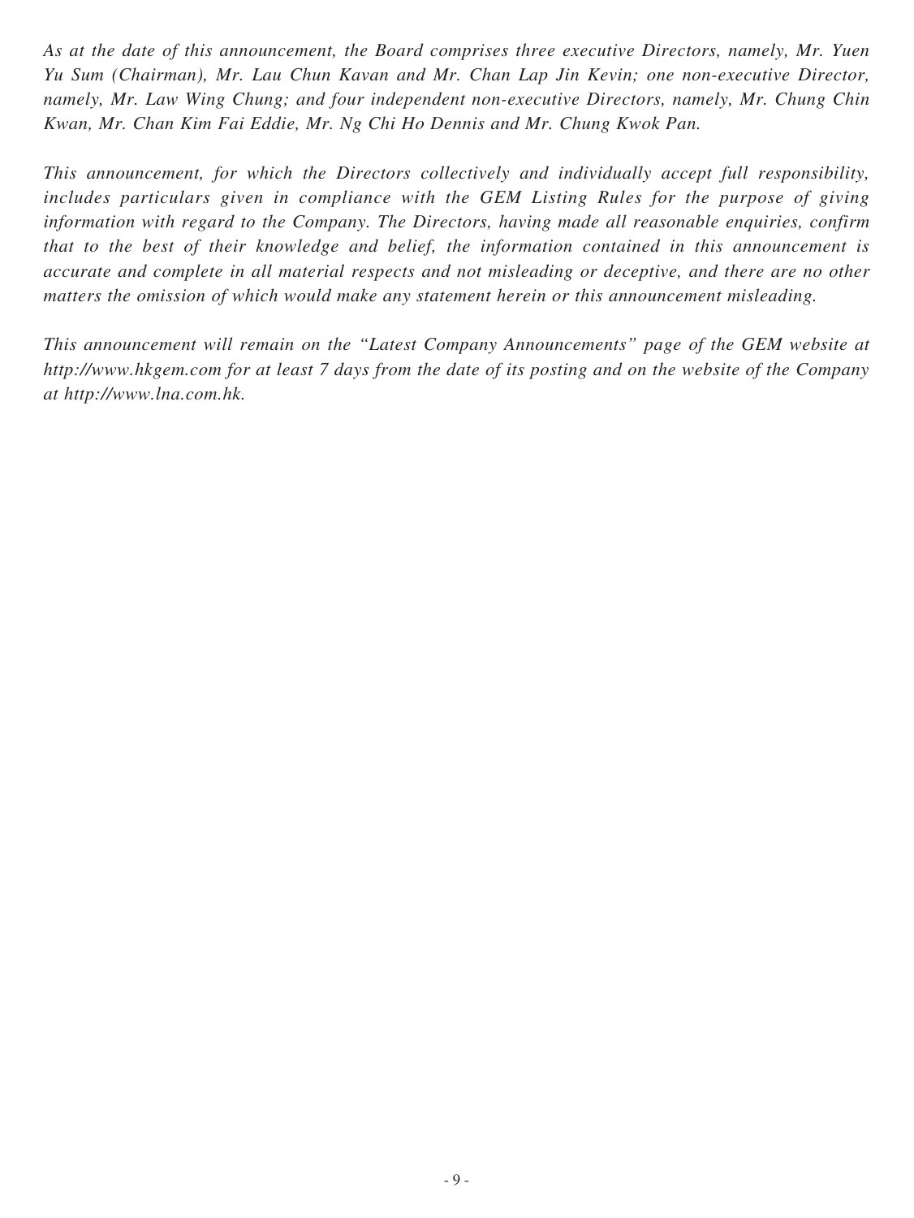*As at the date of this announcement, the Board comprises three executive Directors, namely, Mr. Yuen Yu Sum (Chairman), Mr. Lau Chun Kavan and Mr. Chan Lap Jin Kevin; one non-executive Director, namely, Mr. Law Wing Chung; and four independent non-executive Directors, namely, Mr. Chung Chin Kwan, Mr. Chan Kim Fai Eddie, Mr. Ng Chi Ho Dennis and Mr. Chung Kwok Pan.*

*This announcement, for which the Directors collectively and individually accept full responsibility, includes particulars given in compliance with the GEM Listing Rules for the purpose of giving information with regard to the Company. The Directors, having made all reasonable enquiries, confirm that to the best of their knowledge and belief, the information contained in this announcement is accurate and complete in all material respects and not misleading or deceptive, and there are no other matters the omission of which would make any statement herein or this announcement misleading.*

*This announcement will remain on the "Latest Company Announcements" page of the GEM website at http://www.hkgem.com for at least 7 days from the date of its posting and on the website of the Company at http://www.lna.com.hk.*